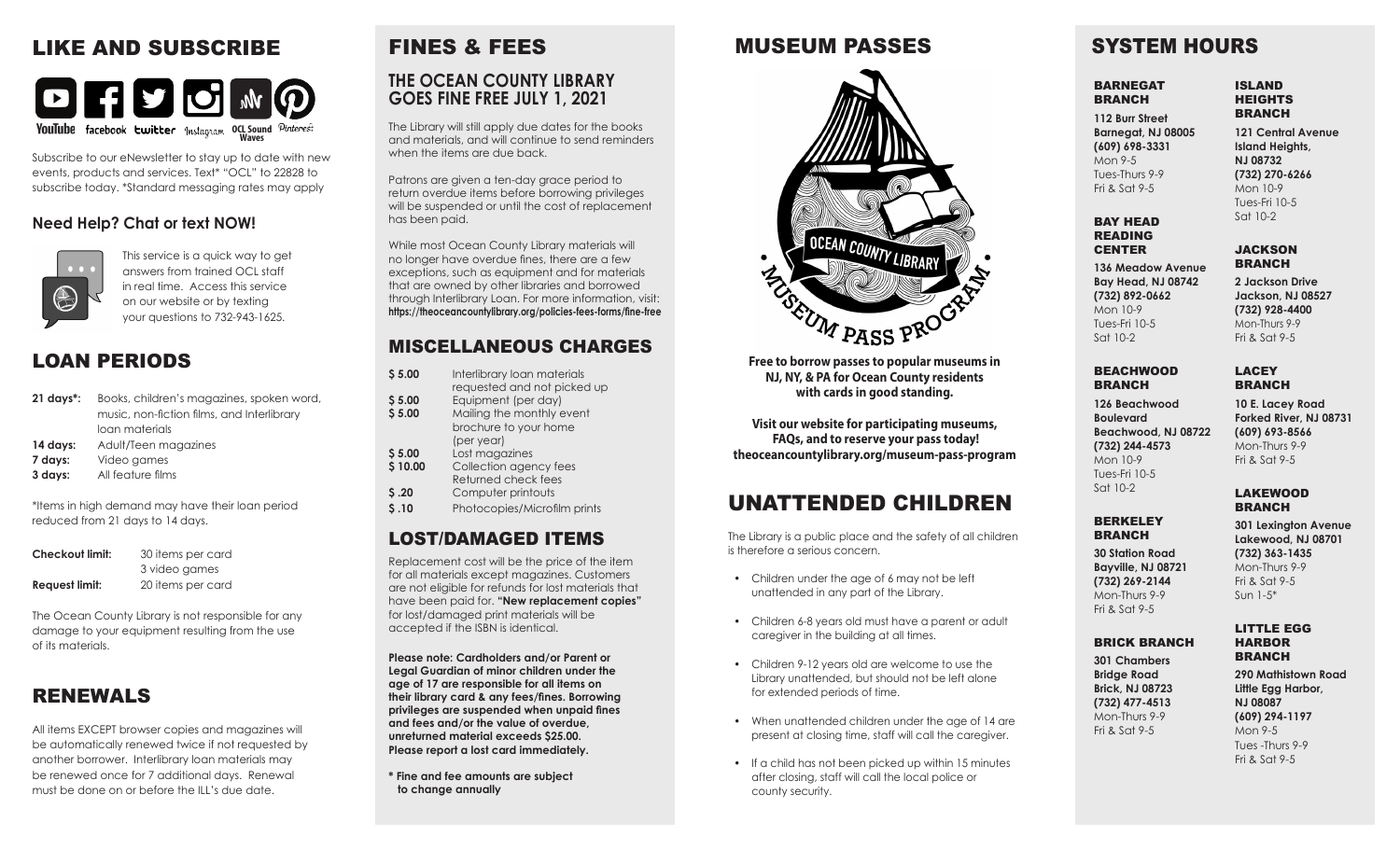## LIKE AND SUBSCRIBE

YouTube facebook twitter Instagram OCL Sound Waves Pinterest

Subscribe to our eNewsletter to stay up to date with new events, products and services. Text* "OCL" to 22828 to subscribe today. *Standard messaging rates may apply

### Need Help? Chat or text NOW!

This service is a quick way to get answers from trained OCL staff in real time. Access this service on our website or by texting your questions to 732-943-1625.

## LOAN PERIODS

| | |
|---|---|
| **21 days*:** | Books, children's magazines, spoken word, music, non-fiction films, and Interlibrary loan materials |
| **14 days:** | Adult/Teen magazines |
| **7 days:** | Video games |
| **3 days:** | All feature films |

*Items in high demand may have their loan period reduced from 21 days to 14 days.

| | |
|---|---|
| **Checkout limit:** | 30 items per card<br>3 video games |
| **Request limit:** | 20 items per card |

The Ocean County Library is not responsible for any damage to your equipment resulting from the use of its materials.

## RENEWALS

All items EXCEPT browser copies and magazines will be automatically renewed twice if not requested by another borrower. Interlibrary loan materials may be renewed once for 7 additional days. Renewal must be done on or before the ILL's due date.

## FINES & FEES

### THE OCEAN COUNTY LIBRARY GOES FINE FREE JULY 1, 2021

The Library will still apply due dates for the books and materials, and will continue to send reminders when the items are due back.

Patrons are given a ten-day grace period to return overdue items before borrowing privileges will be suspended or until the cost of replacement has been paid.

While most Ocean County Library materials will no longer have overdue fines, there are a few exceptions, such as equipment and for materials that are owned by other libraries and borrowed through Interlibrary Loan. For more information, visit: **https://theoceancountylibrary.org/policies-fees-forms/fine-free**

## MISCELLANEOUS CHARGES

| | |
|---|---|
| **$ 5.00** | Interlibrary loan materials requested and not picked up |
| **$ 5.00** | Equipment (per day) |
| **$ 5.00** | Mailing the monthly event brochure to your home (per year) |
| **$ 5.00** | Lost magazines |
| **$ 10.00** | Collection agency fees<br>Returned check fees |
| **$ .20** | Computer printouts |
| **$ .10** | Photocopies/Microfilm prints |

## LOST/DAMAGED ITEMS

Replacement cost will be the price of the item for all materials except magazines. Customers are not eligible for refunds for lost materials that have been paid for. **"New replacement copies"** for lost/damaged print materials will be accepted if the ISBN is identical.

**Please note: Cardholders and/or Parent or Legal Guardian of minor children under the age of 17 are responsible for all items on their library card & any fees/fines. Borrowing privileges are suspended when unpaid fines and fees and/or the value of overdue, unreturned material exceeds $25.00. Please report a lost card immediately.**

**\* Fine and fee amounts are subject to change annually**

## MUSEUM PASSES

OCEAN COUNTY LIBRARY • MUSEUM PASS PROGRAM •

**Free to borrow passes to popular museums in NJ, NY, & PA for Ocean County residents with cards in good standing.**

**Visit our website for participating museums, FAQs, and to reserve your pass today! theoceancountylibrary.org/museum-pass-program**

## UNATTENDED CHILDREN

The Library is a public place and the safety of all children is therefore a serious concern.

- Children under the age of 6 may not be left unattended in any part of the Library.
- Children 6-8 years old must have a parent or adult caregiver in the building at all times.
- Children 9-12 years old are welcome to use the Library unattended, but should not be left alone for extended periods of time.
- When unattended children under the age of 14 are present at closing time, staff will call the caregiver.
- If a child has not been picked up within 15 minutes after closing, staff will call the local police or county security.

## SYSTEM HOURS

### BARNEGAT BRANCH
**112 Burr Street**
**Barnegat, NJ 08005**
**(609) 698-3331**
Mon 9-5
Tues-Thurs 9-9
Fri & Sat 9-5

### BAY HEAD READING CENTER
**136 Meadow Avenue**
**Bay Head, NJ 08742**
**(732) 892-0662**
Mon 10-9
Tues-Fri 10-5
Sat 10-2

### BEACHWOOD BRANCH
**126 Beachwood Boulevard**
**Beachwood, NJ 08722**
**(732) 244-4573**
Mon 10-9
Tues-Fri 10-5
Sat 10-2

### BERKELEY BRANCH
**30 Station Road**
**Bayville, NJ 08721**
**(732) 269-2144**
Mon-Thurs 9-9
Fri & Sat 9-5

### BRICK BRANCH
**301 Chambers Bridge Road**
**Brick, NJ 08723**
**(732) 477-4513**
Mon-Thurs 9-9
Fri & Sat 9-5

### ISLAND HEIGHTS BRANCH
**121 Central Avenue**
**Island Heights, NJ 08732**
**(732) 270-6266**
Mon 10-9
Tues-Fri 10-5
Sat 10-2

### JACKSON BRANCH
**2 Jackson Drive**
**Jackson, NJ 08527**
**(732) 928-4400**
Mon-Thurs 9-9
Fri & Sat 9-5

### LACEY BRANCH
**10 E. Lacey Road**
**Forked River, NJ 08731**
**(609) 693-8566**
Mon-Thurs 9-9
Fri & Sat 9-5

### LAKEWOOD BRANCH
**301 Lexington Avenue**
**Lakewood, NJ 08701**
**(732) 363-1435**
Mon-Thurs 9-9
Fri & Sat 9-5
Sun 1-5*

### LITTLE EGG HARBOR BRANCH
**290 Mathistown Road**
**Little Egg Harbor, NJ 08087**
**(609) 294-1197**
Mon 9-5
Tues -Thurs 9-9
Fri & Sat 9-5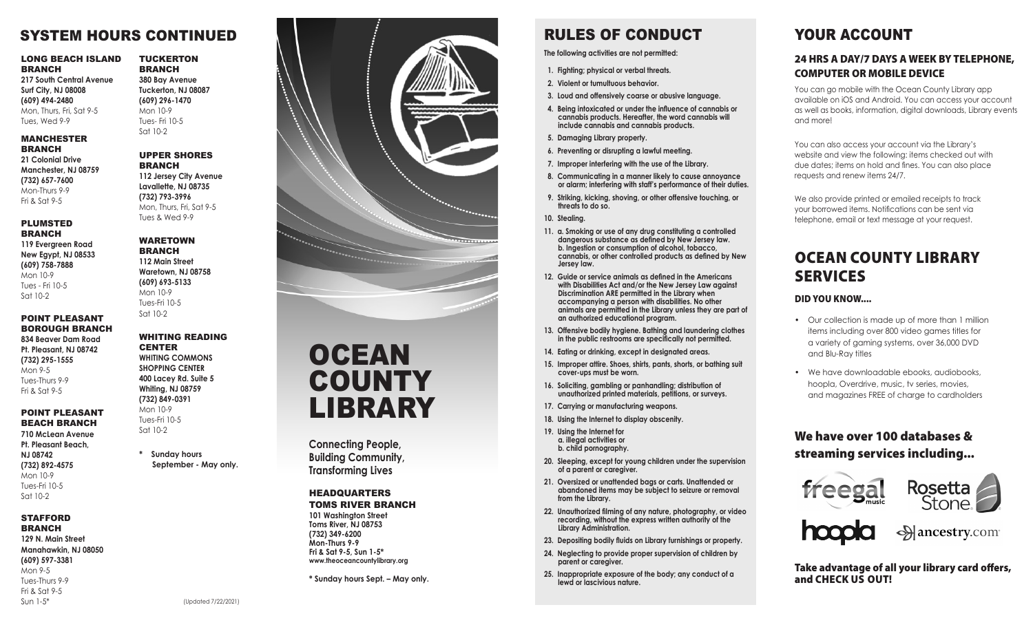## SYSTEM HOURS CONTINUED

### LONG BEACH ISLAND BRANCH
**217 South Central Avenue**
**Surf City, NJ 08008**
**(609) 494-2480**
Mon, Thurs, Fri, Sat 9-5
Tues, Wed 9-9

### MANCHESTER BRANCH
**21 Colonial Drive**
**Manchester, NJ 08759**
**(732) 657-7600**
Mon-Thurs 9-9
Fri & Sat 9-5

### PLUMSTED BRANCH
**119 Evergreen Road**
**New Egypt, NJ 08533**
**(609) 758-7888**
Mon 10-9
Tues - Fri 10-5
Sat 10-2

### POINT PLEASANT BOROUGH BRANCH
**834 Beaver Dam Road**
**Pt. Pleasant, NJ 08742**
**(732) 295-1555**
Mon 9-5
Tues-Thurs 9-9
Fri & Sat 9-5

### POINT PLEASANT BEACH BRANCH
**710 McLean Avenue**
**Pt. Pleasant Beach, NJ 08742**
**(732) 892-4575**
Mon 10-9
Tues-Fri 10-5
Sat 10-2

### STAFFORD BRANCH
**129 N. Main Street**
**Manahawkin, NJ 08050**
**(609) 597-3381**
Mon 9-5
Tues-Thurs 9-9
Fri & Sat 9-5
Sun 1-5*

### TUCKERTON BRANCH
**380 Bay Avenue**
**Tuckerton, NJ 08087**
**(609) 296-1470**
Mon 10-9
Tues- Fri 10-5
Sat 10-2

### UPPER SHORES BRANCH
**112 Jersey City Avenue**
**Lavallette, NJ 08735**
**(732) 793-3996**
Mon, Thurs, Fri, Sat 9-5
Tues & Wed 9-9

### WARETOWN BRANCH
**112 Main Street**
**Waretown, NJ 08758**
**(609) 693-5133**
Mon 10-9
Tues-Fri 10-5
Sat 10-2

### WHITING READING CENTER
**WHITING COMMONS SHOPPING CENTER**
**400 Lacey Rd. Suite 5**
**Whiting, NJ 08759**
**(732) 849-0391**
Mon 10-9
Tues-Fri 10-5
Sat 10-2

**\* Sunday hours September - May only.**

(Updated 7/22/2021)

# OCEAN COUNTY LIBRARY

**Connecting People, Building Community, Transforming Lives**

### HEADQUARTERS TOMS RIVER BRANCH
**101 Washington Street**
**Toms River, NJ 08753**
**(732) 349-6200**
**Mon-Thurs 9-9**
**Fri & Sat 9-5, Sun 1-5***
**www.theoceancountylibrary.org**

**\* Sunday hours Sept. – May only.**

## RULES OF CONDUCT

**The following activities are not permitted:**

1. Fighting; physical or verbal threats.
2. Violent or tumultuous behavior.
3. Loud and offensively coarse or abusive language.
4. Being intoxicated or under the influence of cannabis or cannabis products. Hereafter, the word cannabis will include cannabis and cannabis products.
5. Damaging Library property.
6. Preventing or disrupting a lawful meeting.
7. Improper interfering with the use of the Library.
8. Communicating in a manner likely to cause annoyance or alarm; interfering with staff's performance of their duties.
9. Striking, kicking, shoving, or other offensive touching, or threats to do so.
10. Stealing.
11. a. Smoking or use of any drug constituting a controlled dangerous substance as defined by New Jersey law. b. Ingestion or consumption of alcohol, tobacco, cannabis, or other controlled products as defined by New Jersey law.
12. Guide or service animals as defined in the Americans with Disabilities Act and/or the New Jersey Law against Discrimination ARE permitted in the Library when accompanying a person with disabilities. No other animals are permitted in the Library unless they are part of an authorized educational program.
13. Offensive bodily hygiene. Bathing and laundering clothes in the public restrooms are specifically not permitted.
14. Eating or drinking, except in designated areas.
15. Improper attire. Shoes, shirts, pants, shorts, or bathing suit cover-ups must be worn.
16. Soliciting, gambling or panhandling; distribution of unauthorized printed materials, petitions, or surveys.
17. Carrying or manufacturing weapons.
18. Using the Internet to display obscenity.
19. Using the Internet for
    a. illegal activities or
    b. child pornography.
20. Sleeping, except for young children under the supervision of a parent or caregiver.
21. Oversized or unattended bags or carts. Unattended or abandoned items may be subject to seizure or removal from the Library.
22. Unauthorized filming of any nature, photography, or video recording, without the express written authority of the Library Administration.
23. Depositing bodily fluids on Library furnishings or property.
24. Neglecting to provide proper supervision of children by parent or caregiver.
25. Inappropriate exposure of the body; any conduct of a lewd or lascivious nature.

## YOUR ACCOUNT

### 24 HRS A DAY/7 DAYS A WEEK BY TELEPHONE, COMPUTER OR MOBILE DEVICE

You can go mobile with the Ocean County Library app available on iOS and Android. You can access your account as well as books, information, digital downloads, Library events and more!

You can also access your account via the Library's website and view the following: items checked out with due dates; items on hold and fines. You can also place requests and renew items 24/7.

We also provide printed or emailed receipts to track your borrowed items. Notifications can be sent via telephone, email or text message at your request.

## OCEAN COUNTY LIBRARY SERVICES

### DID YOU KNOW....

- Our collection is made up of more than 1 million items including over 800 video games titles for a variety of gaming systems, over 36,000 DVD and Blu-Ray titles
- We have downloadable ebooks, audiobooks, hoopla, Overdrive, music, tv series, movies, and magazines FREE of charge to cardholders

### We have over 100 databases & streaming services including...

freegal music
Rosetta Stone
hoopla
ancestry.com

**Take advantage of all your library card offers, and CHECK US OUT!**